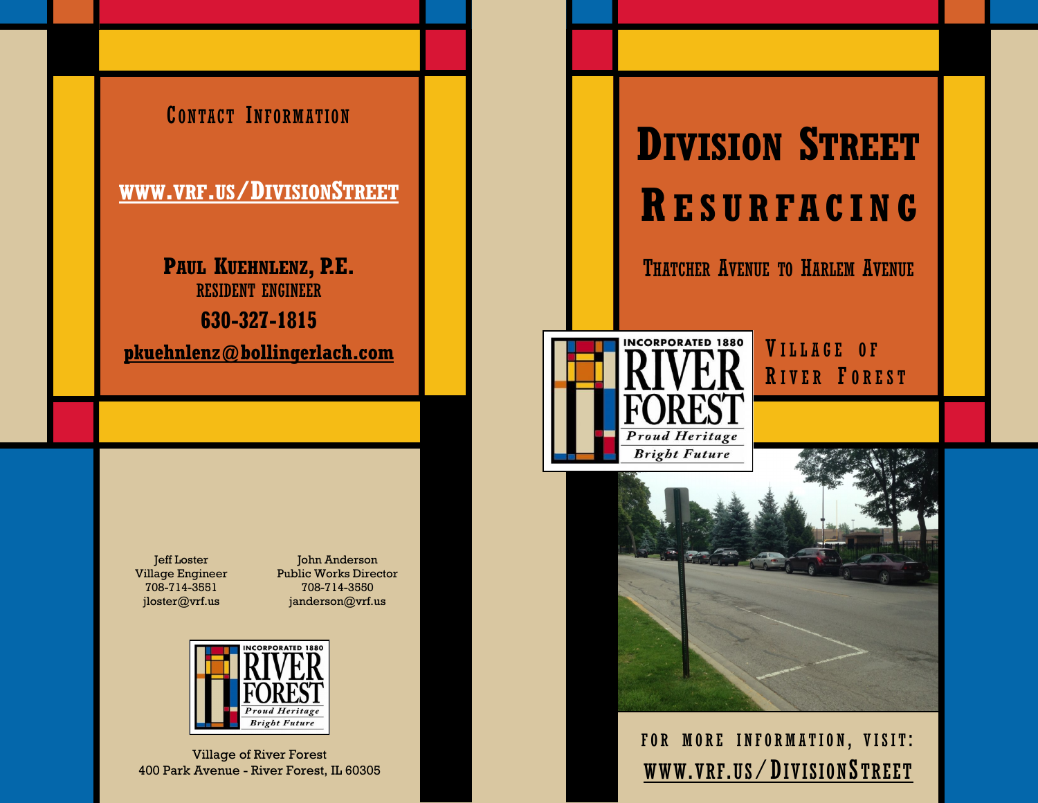## Contact Information

www.vrf.us/DivisionStreet

**Paul Kuehnlenz, P.E.**
Resident Engineer
**630-327-1815**
pkuehnlenz@bollingerlach.com

Jeff Loster
Village Engineer
708-714-3551
jloster@vrf.us

John Anderson
Public Works Director
708-714-3550
janderson@vrf.us

Incorporated 1880
River Forest
*Proud Heritage*
*Bright Future*

Village of River Forest
400 Park Avenue - River Forest, IL 60305

# Division Street Resurfacing

### Thatcher Avenue to Harlem Avenue

Village of River Forest

Incorporated 1880
River Forest
*Proud Heritage*
*Bright Future*

For more information, visit:
www.vrf.us/DivisionStreet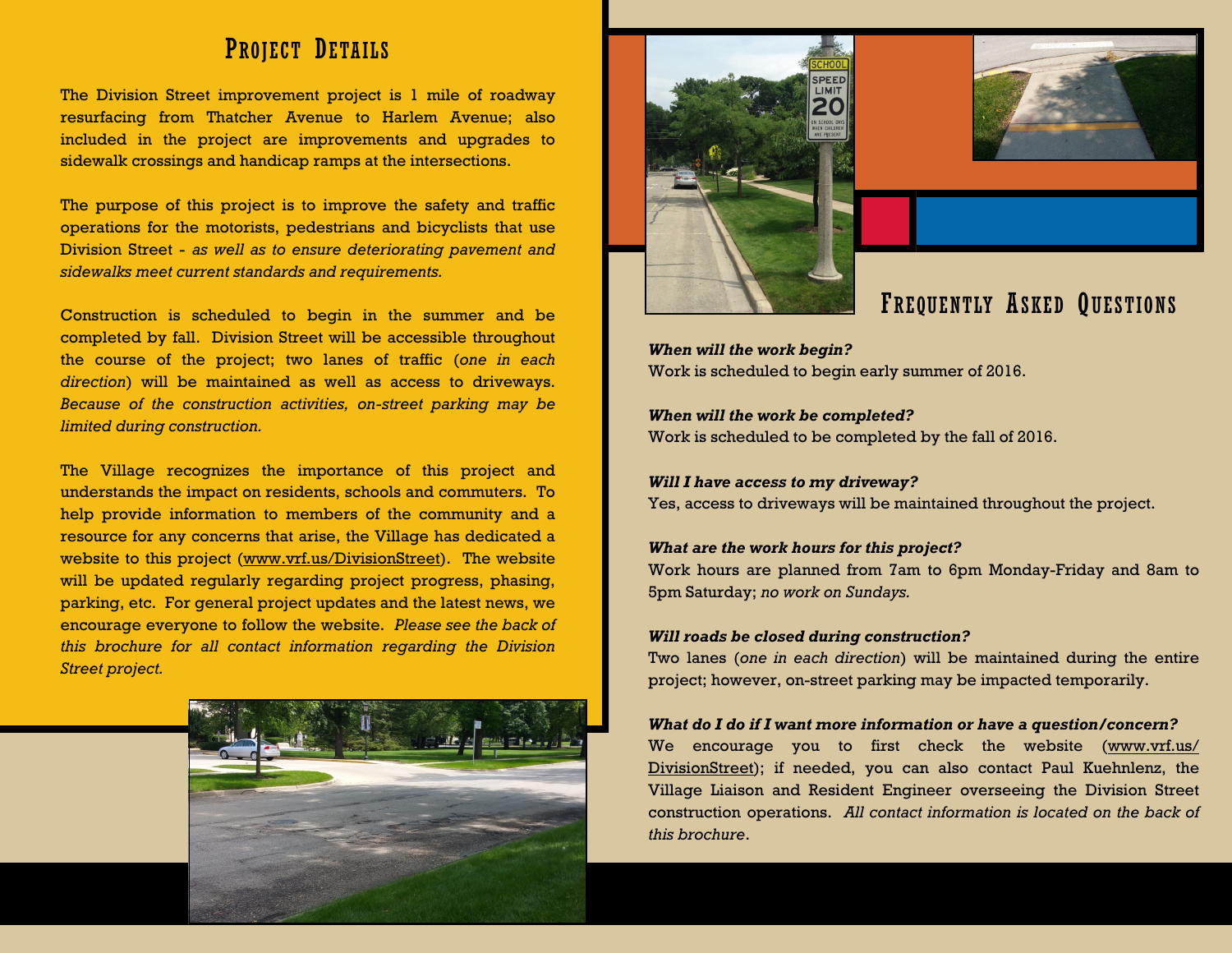## Project Details

The Division Street improvement project is 1 mile of roadway resurfacing from Thatcher Avenue to Harlem Avenue; also included in the project are improvements and upgrades to sidewalk crossings and handicap ramps at the intersections.

The purpose of this project is to improve the safety and traffic operations for the motorists, pedestrians and bicyclists that use Division Street - *as well as to ensure deteriorating pavement and sidewalks meet current standards and requirements.*

Construction is scheduled to begin in the summer and be completed by fall. Division Street will be accessible throughout the course of the project; two lanes of traffic (*one in each direction*) will be maintained as well as access to driveways. *Because of the construction activities, on-street parking may be limited during construction.*

The Village recognizes the importance of this project and understands the impact on residents, schools and commuters. To help provide information to members of the community and a resource for any concerns that arise, the Village has dedicated a website to this project (www.vrf.us/DivisionStreet). The website will be updated regularly regarding project progress, phasing, parking, etc. For general project updates and the latest news, we encourage everyone to follow the website. *Please see the back of this brochure for all contact information regarding the Division Street project.*

## Frequently Asked Questions

***When will the work begin?***
Work is scheduled to begin early summer of 2016.

***When will the work be completed?***
Work is scheduled to be completed by the fall of 2016.

***Will I have access to my driveway?***
Yes, access to driveways will be maintained throughout the project.

***What are the work hours for this project?***
Work hours are planned from 7am to 6pm Monday-Friday and 8am to 5pm Saturday; *no work on Sundays.*

***Will roads be closed during construction?***
Two lanes (*one in each direction*) will be maintained during the entire project; however, on-street parking may be impacted temporarily.

***What do I do if I want more information or have a question/concern?***
We encourage you to first check the website (www.vrf.us/DivisionStreet); if needed, you can also contact Paul Kuehnlenz, the Village Liaison and Resident Engineer overseeing the Division Street construction operations. *All contact information is located on the back of this brochure.*